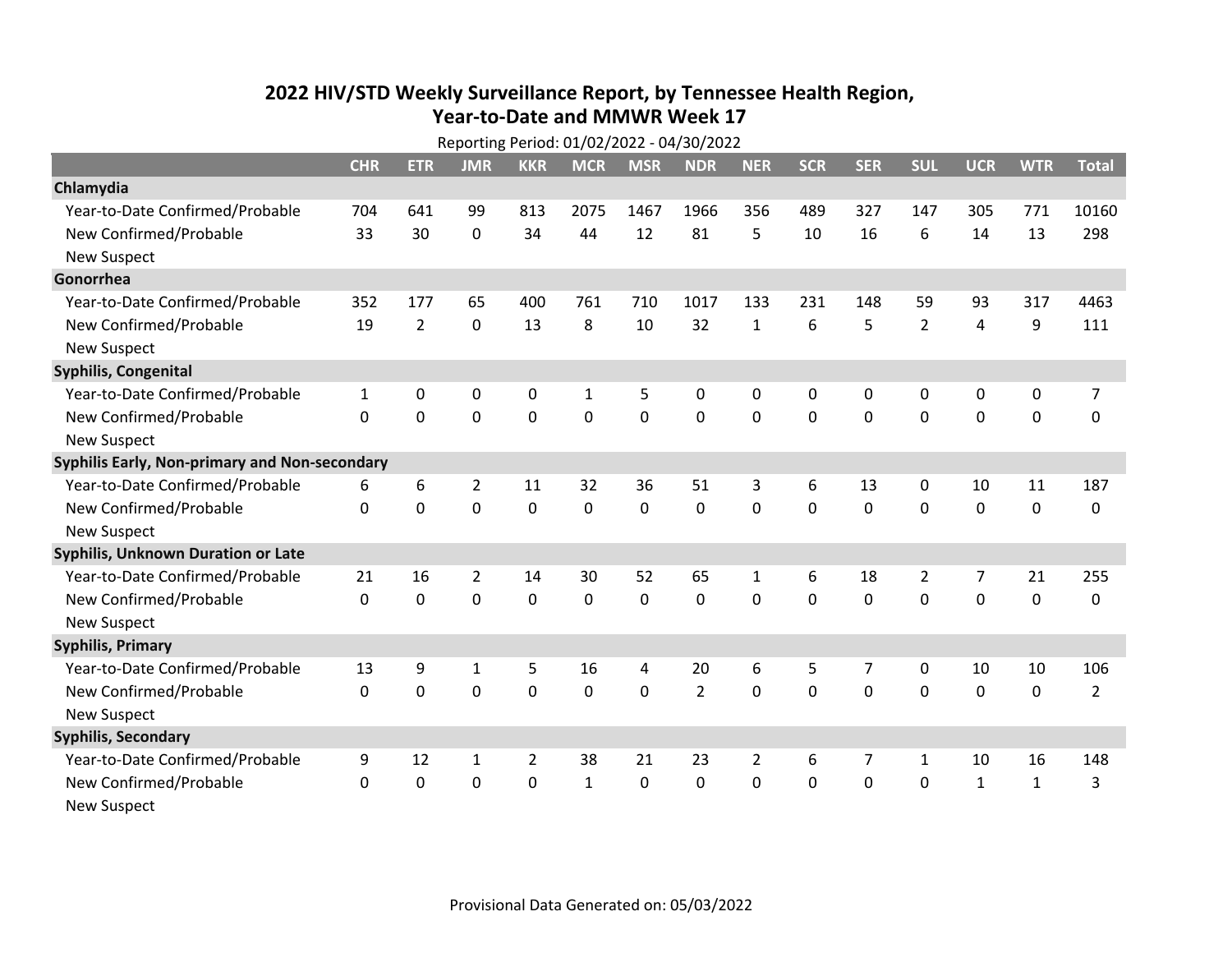## 2022 HIV/STD Weekly Surveillance Report, by Tennessee Health Region, Year-to-Date and MMWR Week 17

Reporting Period: 01/02/2022 - 04/30/2022

| | CHR | ETR | JMR | KKR | MCR | MSR | NDR | NER | SCR | SER | SUL | UCR | WTR | Total |
|---|---|---|---|---|---|---|---|---|---|---|---|---|---|---|
| **Chlamydia** | | | | | | | | | | | | | | |
| Year-to-Date Confirmed/Probable | 704 | 641 | 99 | 813 | 2075 | 1467 | 1966 | 356 | 489 | 327 | 147 | 305 | 771 | 10160 |
| New Confirmed/Probable | 33 | 30 | 0 | 34 | 44 | 12 | 81 | 5 | 10 | 16 | 6 | 14 | 13 | 298 |
| New Suspect | | | | | | | | | | | | | | |
| **Gonorrhea** | | | | | | | | | | | | | | |
| Year-to-Date Confirmed/Probable | 352 | 177 | 65 | 400 | 761 | 710 | 1017 | 133 | 231 | 148 | 59 | 93 | 317 | 4463 |
| New Confirmed/Probable | 19 | 2 | 0 | 13 | 8 | 10 | 32 | 1 | 6 | 5 | 2 | 4 | 9 | 111 |
| New Suspect | | | | | | | | | | | | | | |
| **Syphilis, Congenital** | | | | | | | | | | | | | | |
| Year-to-Date Confirmed/Probable | 1 | 0 | 0 | 0 | 1 | 5 | 0 | 0 | 0 | 0 | 0 | 0 | 0 | 7 |
| New Confirmed/Probable | 0 | 0 | 0 | 0 | 0 | 0 | 0 | 0 | 0 | 0 | 0 | 0 | 0 | 0 |
| New Suspect | | | | | | | | | | | | | | |
| **Syphilis Early, Non-primary and Non-secondary** | | | | | | | | | | | | | | |
| Year-to-Date Confirmed/Probable | 6 | 6 | 2 | 11 | 32 | 36 | 51 | 3 | 6 | 13 | 0 | 10 | 11 | 187 |
| New Confirmed/Probable | 0 | 0 | 0 | 0 | 0 | 0 | 0 | 0 | 0 | 0 | 0 | 0 | 0 | 0 |
| New Suspect | | | | | | | | | | | | | | |
| **Syphilis, Unknown Duration or Late** | | | | | | | | | | | | | | |
| Year-to-Date Confirmed/Probable | 21 | 16 | 2 | 14 | 30 | 52 | 65 | 1 | 6 | 18 | 2 | 7 | 21 | 255 |
| New Confirmed/Probable | 0 | 0 | 0 | 0 | 0 | 0 | 0 | 0 | 0 | 0 | 0 | 0 | 0 | 0 |
| New Suspect | | | | | | | | | | | | | | |
| **Syphilis, Primary** | | | | | | | | | | | | | | |
| Year-to-Date Confirmed/Probable | 13 | 9 | 1 | 5 | 16 | 4 | 20 | 6 | 5 | 7 | 0 | 10 | 10 | 106 |
| New Confirmed/Probable | 0 | 0 | 0 | 0 | 0 | 0 | 2 | 0 | 0 | 0 | 0 | 0 | 0 | 2 |
| New Suspect | | | | | | | | | | | | | | |
| **Syphilis, Secondary** | | | | | | | | | | | | | | |
| Year-to-Date Confirmed/Probable | 9 | 12 | 1 | 2 | 38 | 21 | 23 | 2 | 6 | 7 | 1 | 10 | 16 | 148 |
| New Confirmed/Probable | 0 | 0 | 0 | 0 | 1 | 0 | 0 | 0 | 0 | 0 | 0 | 1 | 1 | 3 |
| New Suspect | | | | | | | | | | | | | | |

Provisional Data Generated on: 05/03/2022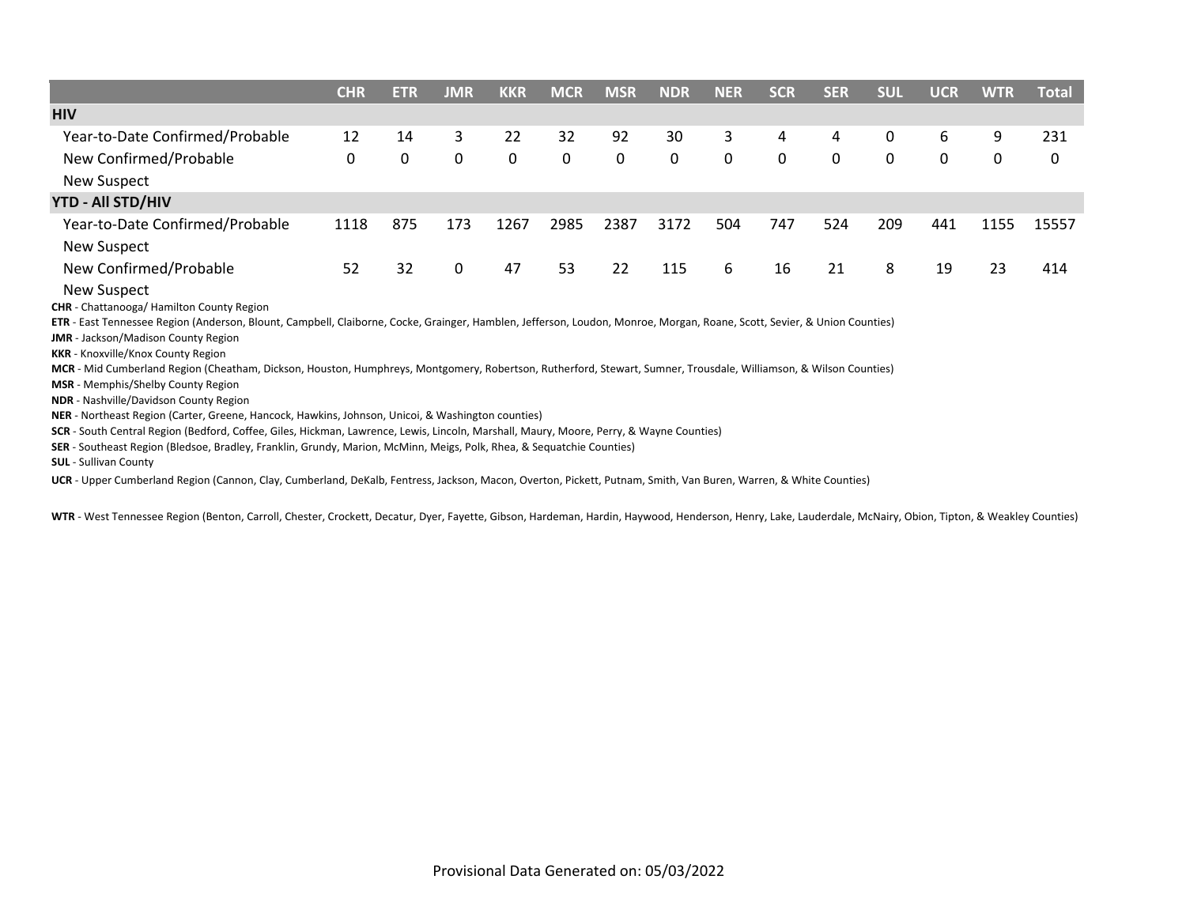| | CHR | ETR | JMR | KKR | MCR | MSR | NDR | NER | SCR | SER | SUL | UCR | WTR | Total |
|---|---|---|---|---|---|---|---|---|---|---|---|---|---|---|
| **HIV** | | | | | | | | | | | | | | |
| Year-to-Date Confirmed/Probable | 12 | 14 | 3 | 22 | 32 | 92 | 30 | 3 | 4 | 4 | 0 | 6 | 9 | 231 |
| New Confirmed/Probable | 0 | 0 | 0 | 0 | 0 | 0 | 0 | 0 | 0 | 0 | 0 | 0 | 0 | 0 |
| New Suspect | | | | | | | | | | | | | | |
| **YTD - All STD/HIV** | | | | | | | | | | | | | | |
| Year-to-Date Confirmed/Probable | 1118 | 875 | 173 | 1267 | 2985 | 2387 | 3172 | 504 | 747 | 524 | 209 | 441 | 1155 | 15557 |
| New Suspect | | | | | | | | | | | | | | |
| New Confirmed/Probable | 52 | 32 | 0 | 47 | 53 | 22 | 115 | 6 | 16 | 21 | 8 | 19 | 23 | 414 |
| New Suspect | | | | | | | | | | | | | | |

**CHR** - Chattanooga/ Hamilton County Region

**ETR** - East Tennessee Region (Anderson, Blount, Campbell, Claiborne, Cocke, Grainger, Hamblen, Jefferson, Loudon, Monroe, Morgan, Roane, Scott, Sevier, & Union Counties)

**JMR** - Jackson/Madison County Region

**KKR** - Knoxville/Knox County Region

**MCR** - Mid Cumberland Region (Cheatham, Dickson, Houston, Humphreys, Montgomery, Robertson, Rutherford, Stewart, Sumner, Trousdale, Williamson, & Wilson Counties)

**MSR** - Memphis/Shelby County Region

**NDR** - Nashville/Davidson County Region

**NER** - Northeast Region (Carter, Greene, Hancock, Hawkins, Johnson, Unicoi, & Washington counties)

**SCR** - South Central Region (Bedford, Coffee, Giles, Hickman, Lawrence, Lewis, Lincoln, Marshall, Maury, Moore, Perry, & Wayne Counties)

**SER** - Southeast Region (Bledsoe, Bradley, Franklin, Grundy, Marion, McMinn, Meigs, Polk, Rhea, & Sequatchie Counties)

**SUL** - Sullivan County

**UCR** - Upper Cumberland Region (Cannon, Clay, Cumberland, DeKalb, Fentress, Jackson, Macon, Overton, Pickett, Putnam, Smith, Van Buren, Warren, & White Counties)

**WTR** - West Tennessee Region (Benton, Carroll, Chester, Crockett, Decatur, Dyer, Fayette, Gibson, Hardeman, Hardin, Haywood, Henderson, Henry, Lake, Lauderdale, McNairy, Obion, Tipton, & Weakley Counties)

Provisional Data Generated on: 05/03/2022